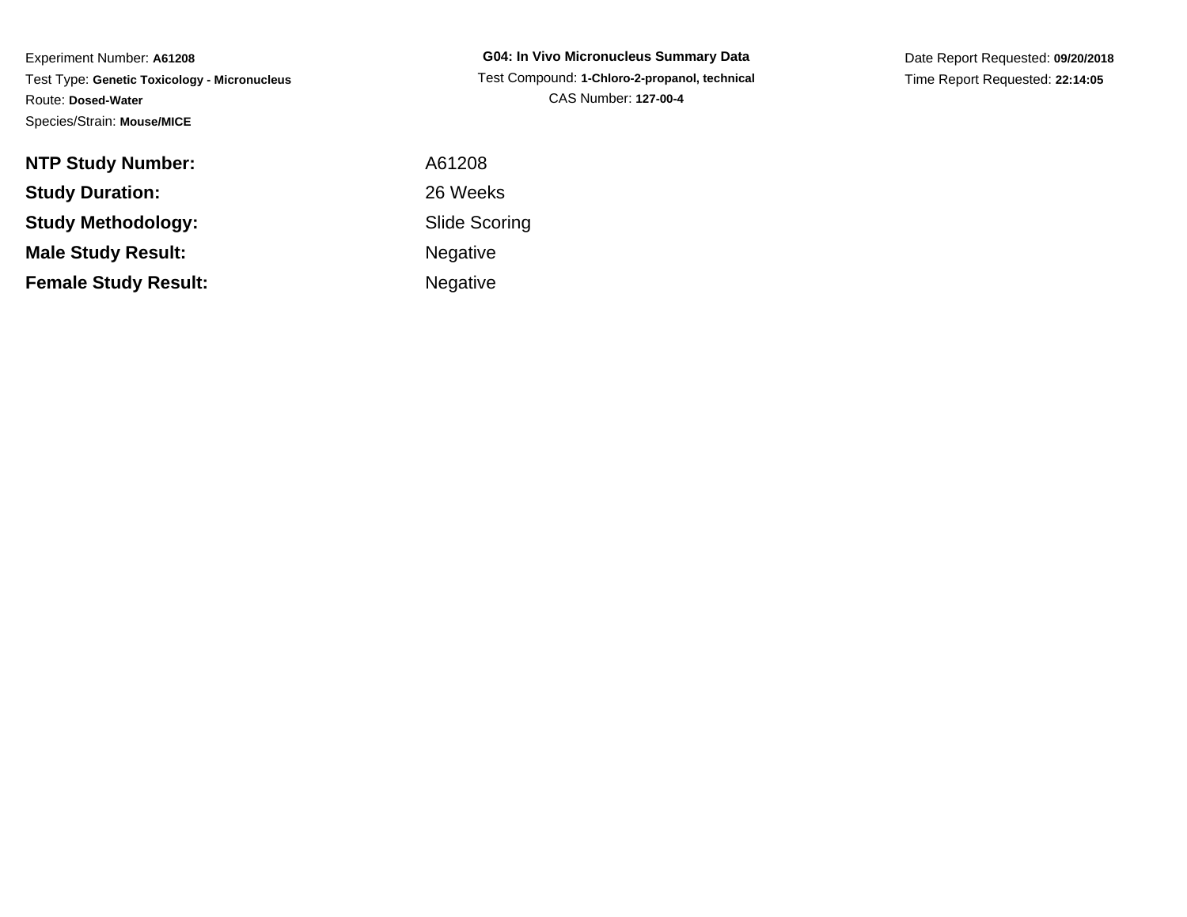Experiment Number: **A61208**

Test Type: **Genetic Toxicology - Micronucleus**

Route: **Dosed-Water**

Species/Strain: **Mouse/MICE**

**G04: In Vivo Micronucleus Summary Data**

Test Compound: **1-Chloro-2-propanol, technical**

CAS Number: **127-00-4**

Date Report Requested: **09/20/2018**

Time Report Requested: **22:14:05**

| | |
|---|---|
| **NTP Study Number:** | A61208 |
| **Study Duration:** | 26 Weeks |
| **Study Methodology:** | Slide Scoring |
| **Male Study Result:** | Negative |
| **Female Study Result:** | Negative |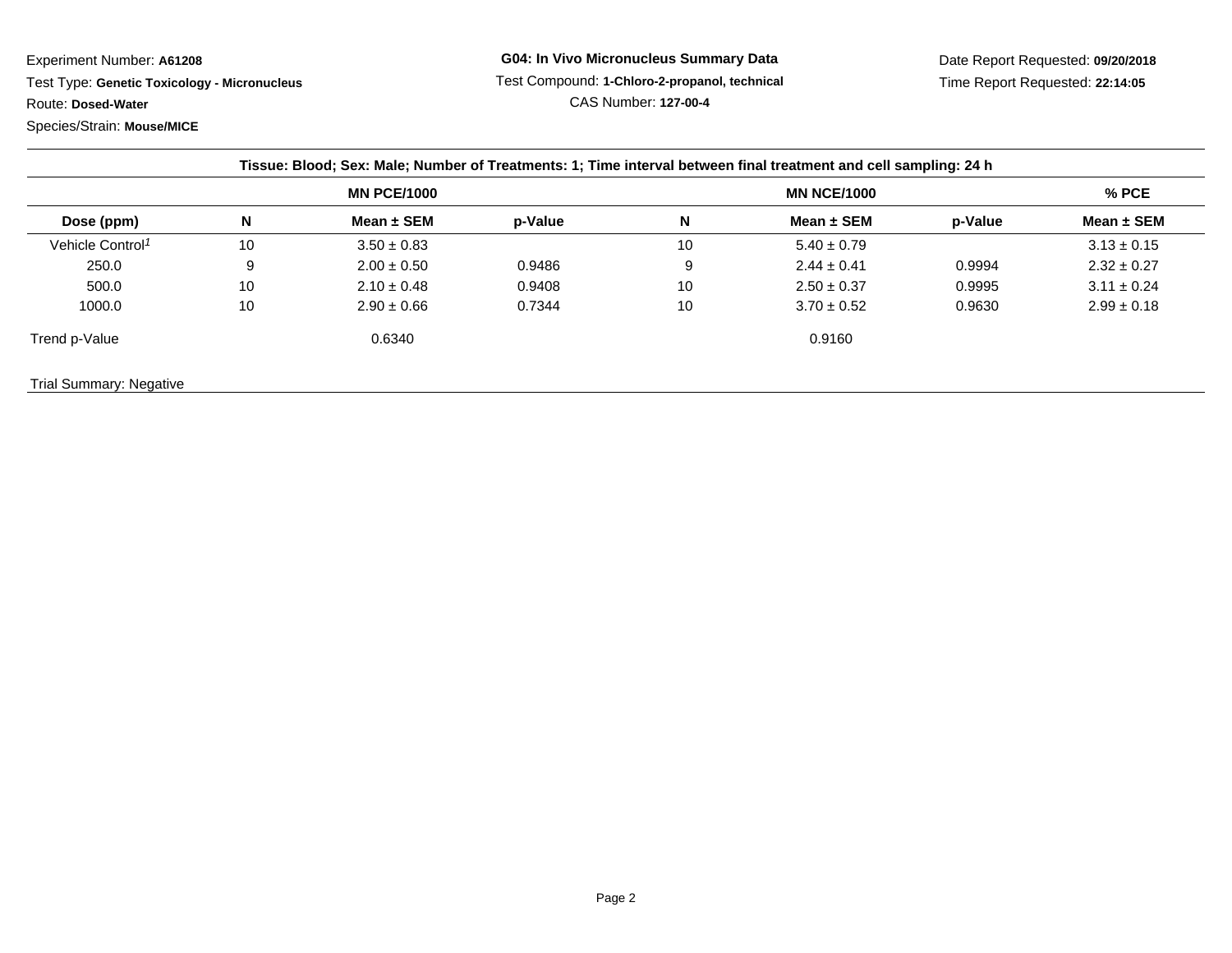Experiment Number: **A61208**

Test Type: **Genetic Toxicology - Micronucleus**

Route: **Dosed-Water**

Species/Strain: **Mouse/MICE**

**G04: In Vivo Micronucleus Summary Data**

Test Compound: **1-Chloro-2-propanol, technical**

CAS Number: **127-00-4**

Date Report Requested: **09/20/2018**

Time Report Requested: **22:14:05**

**Tissue: Blood; Sex: Male; Number of Treatments: 1; Time interval between final treatment and cell sampling: 24 h**

| | MN PCE/1000 | | | MN NCE/1000 | | | % PCE |
|---|---|---|---|---|---|---|---|
| **Dose (ppm)** | **N** | **Mean ± SEM** | **p-Value** | **N** | **Mean ± SEM** | **p-Value** | **Mean ± SEM** |
| Vehicle Control[1] | 10 | 3.50 ± 0.83 | | 10 | 5.40 ± 0.79 | | 3.13 ± 0.15 |
| 250.0 | 9 | 2.00 ± 0.50 | 0.9486 | 9 | 2.44 ± 0.41 | 0.9994 | 2.32 ± 0.27 |
| 500.0 | 10 | 2.10 ± 0.48 | 0.9408 | 10 | 2.50 ± 0.37 | 0.9995 | 3.11 ± 0.24 |
| 1000.0 | 10 | 2.90 ± 0.66 | 0.7344 | 10 | 3.70 ± 0.52 | 0.9630 | 2.99 ± 0.18 |
| Trend p-Value | | 0.6340 | | | 0.9160 | | |

Trial Summary: Negative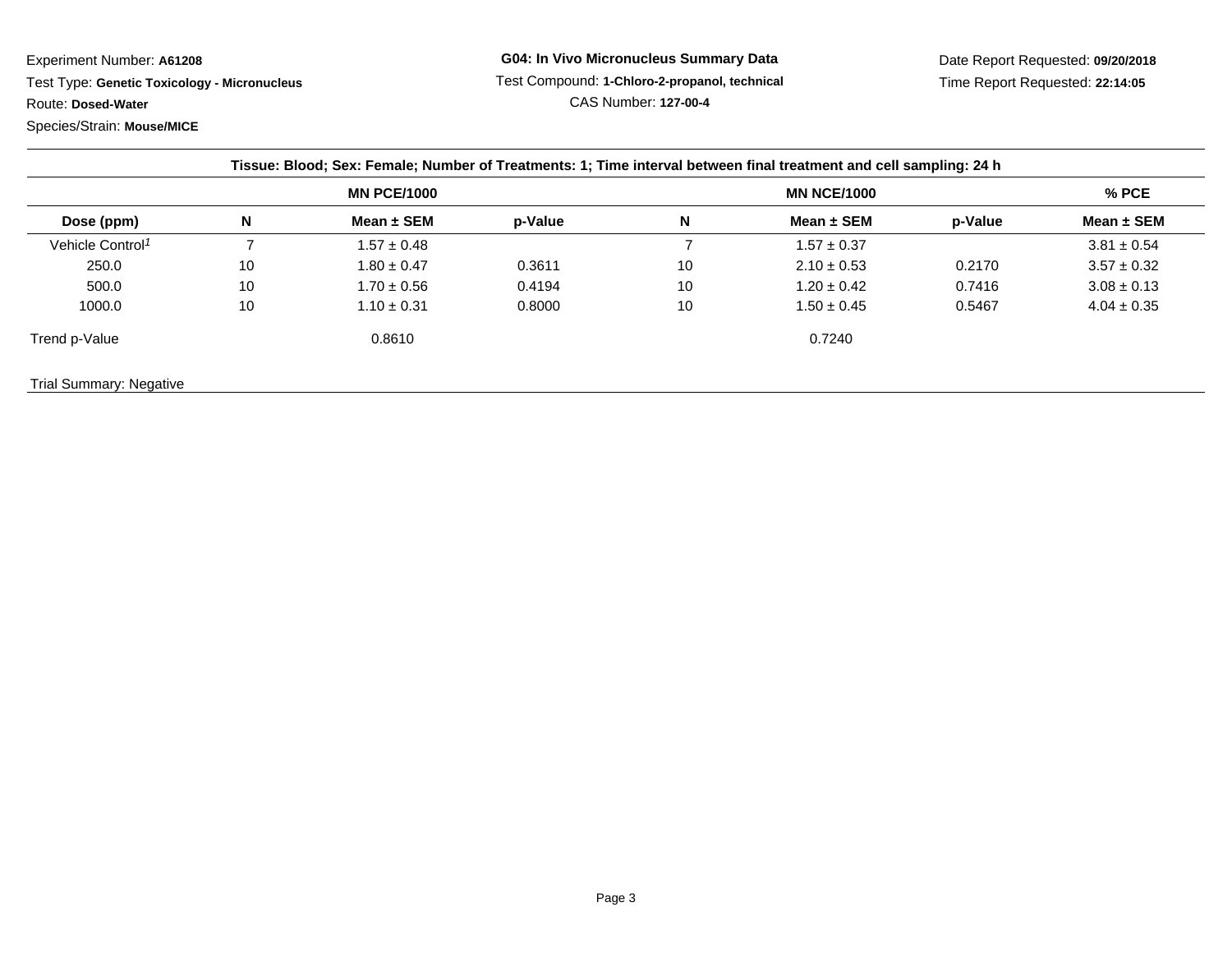Experiment Number: **A61208**

Test Type: **Genetic Toxicology - Micronucleus**

Route: **Dosed-Water**

Species/Strain: **Mouse/MICE**

**G04: In Vivo Micronucleus Summary Data**

Test Compound: **1-Chloro-2-propanol, technical**

CAS Number: **127-00-4**

Date Report Requested: **09/20/2018**

Time Report Requested: **22:14:05**

**Tissue: Blood; Sex: Female; Number of Treatments: 1; Time interval between final treatment and cell sampling: 24 h**

| | MN PCE/1000 | | | MN NCE/1000 | | | % PCE |
|---|---|---|---|---|---|---|---|
| **Dose (ppm)** | **N** | **Mean ± SEM** | **p-Value** | **N** | **Mean ± SEM** | **p-Value** | **Mean ± SEM** |
| Vehicle Control[1] | 7 | 1.57 ± 0.48 | | 7 | 1.57 ± 0.37 | | 3.81 ± 0.54 |
| 250.0 | 10 | 1.80 ± 0.47 | 0.3611 | 10 | 2.10 ± 0.53 | 0.2170 | 3.57 ± 0.32 |
| 500.0 | 10 | 1.70 ± 0.56 | 0.4194 | 10 | 1.20 ± 0.42 | 0.7416 | 3.08 ± 0.13 |
| 1000.0 | 10 | 1.10 ± 0.31 | 0.8000 | 10 | 1.50 ± 0.45 | 0.5467 | 4.04 ± 0.35 |
| Trend p-Value | | 0.8610 | | | 0.7240 | | |

Trial Summary: Negative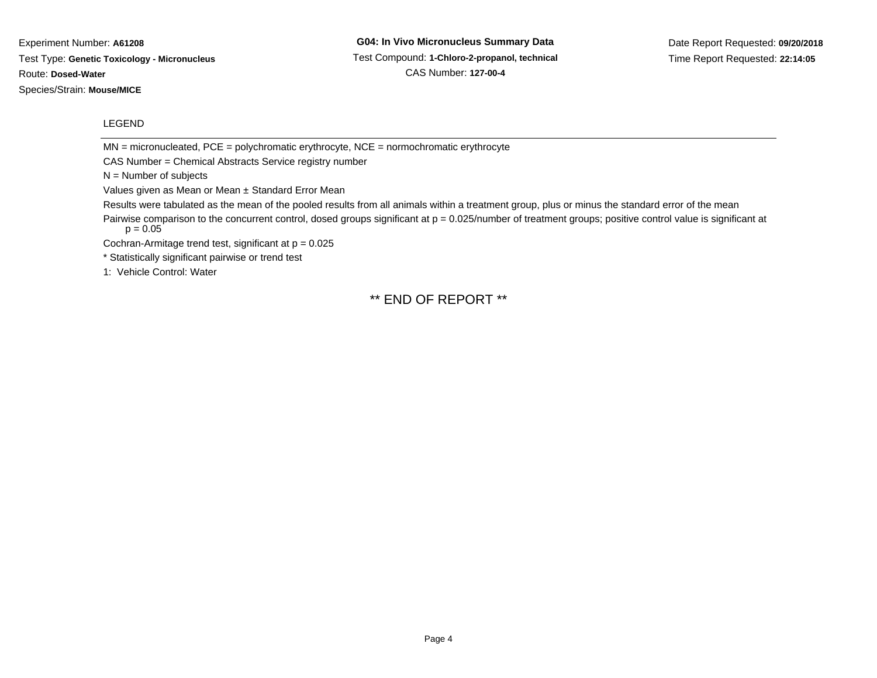Experiment Number: **A61208**

Test Type: **Genetic Toxicology - Micronucleus**

Route: **Dosed-Water**

Species/Strain: **Mouse/MICE**

**G04: In Vivo Micronucleus Summary Data**

Test Compound: **1-Chloro-2-propanol, technical**

CAS Number: **127-00-4**

Date Report Requested: **09/20/2018**

Time Report Requested: **22:14:05**

LEGEND

MN = micronucleated, PCE = polychromatic erythrocyte, NCE = normochromatic erythrocyte

CAS Number = Chemical Abstracts Service registry number

N = Number of subjects

Values given as Mean or Mean ± Standard Error Mean

Results were tabulated as the mean of the pooled results from all animals within a treatment group, plus or minus the standard error of the mean

Pairwise comparison to the concurrent control, dosed groups significant at p = 0.025/number of treatment groups; positive control value is significant at p = 0.05

Cochran-Armitage trend test, significant at p = 0.025

* Statistically significant pairwise or trend test

1: Vehicle Control: Water

** END OF REPORT **